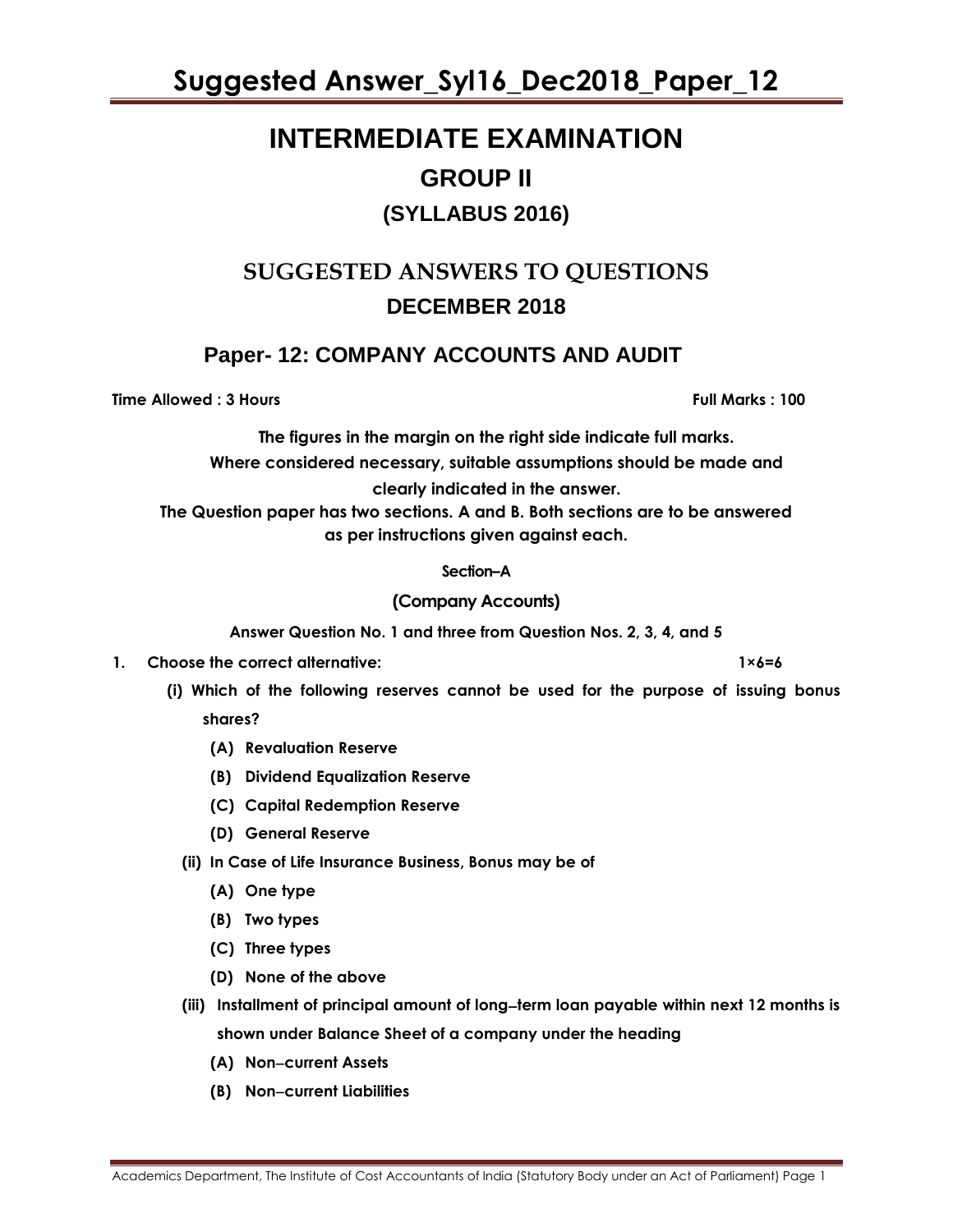# INTERMEDIATE EXAMINATION

## GROUP II

### (SYLLABUS 2016)

## SUGGESTED ANSWERS TO QUESTIONS

### DECEMBER 2018

## Paper- 12: COMPANY ACCOUNTS AND AUDIT

**Time Allowed : 3 Hours** **Full Marks : 100**

**The figures in the margin on the right side indicate full marks.**
**Where considered necessary, suitable assumptions should be made and clearly indicated in the answer.**
**The Question paper has two sections. A and B. Both sections are to be answered as per instructions given against each.**

**Section–A**

**(Company Accounts)**

**Answer Question No. 1 and three from Question Nos. 2, 3, 4, and 5**

**1. Choose the correct alternative:** **1×6=6**

**(i) Which of the following reserves cannot be used for the purpose of issuing bonus shares?**

- **(A) Revaluation Reserve**
- **(B) Dividend Equalization Reserve**
- **(C) Capital Redemption Reserve**
- **(D) General Reserve**

**(ii) In Case of Life Insurance Business, Bonus may be of**

- **(A) One type**
- **(B) Two types**
- **(C) Three types**
- **(D) None of the above**

**(iii) Installment of principal amount of long–term loan payable within next 12 months is shown under Balance Sheet of a company under the heading**

- **(A) Non–current Assets**
- **(B) Non–current Liabilities**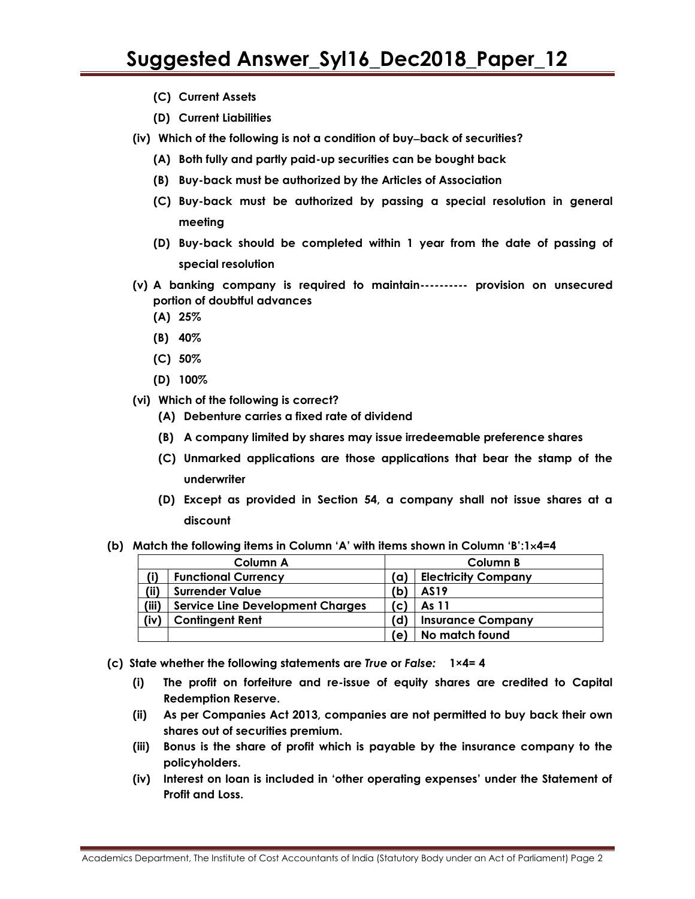(C) Current Assets

(D) Current Liabilities

**(iv) Which of the following is not a condition of buy–back of securities?**

**(A) Both fully and partly paid-up securities can be bought back**

**(B) Buy-back must be authorized by the Articles of Association**

**(C) Buy-back must be authorized by passing a special resolution in general meeting**

**(D) Buy-back should be completed within 1 year from the date of passing of special resolution**

**(v) A banking company is required to maintain---------- provision on unsecured portion of doubtful advances**

**(A) 25%**

**(B) 40%**

**(C) 50%**

**(D) 100%**

**(vi) Which of the following is correct?**

**(A) Debenture carries a fixed rate of dividend**

**(B) A company limited by shares may issue irredeemable preference shares**

**(C) Unmarked applications are those applications that bear the stamp of the underwriter**

**(D) Except as provided in Section 54, a company shall not issue shares at a discount**

**(b) Match the following items in Column 'A' with items shown in Column 'B':1×4=4**

| | Column A | | Column B |
|---|---|---|---|
| (i) | Functional Currency | (a) | Electricity Company |
| (ii) | Surrender Value | (b) | AS19 |
| (iii) | Service Line Development Charges | (c) | As 11 |
| (iv) | Contingent Rent | (d) | Insurance Company |
| | | (e) | No match found |

**(c) State whether the following statements are *True* or *False:* 1×4= 4**

**(i) The profit on forfeiture and re-issue of equity shares are credited to Capital Redemption Reserve.**

**(ii) As per Companies Act 2013, companies are not permitted to buy back their own shares out of securities premium.**

**(iii) Bonus is the share of profit which is payable by the insurance company to the policyholders.**

**(iv) Interest on loan is included in 'other operating expenses' under the Statement of Profit and Loss.**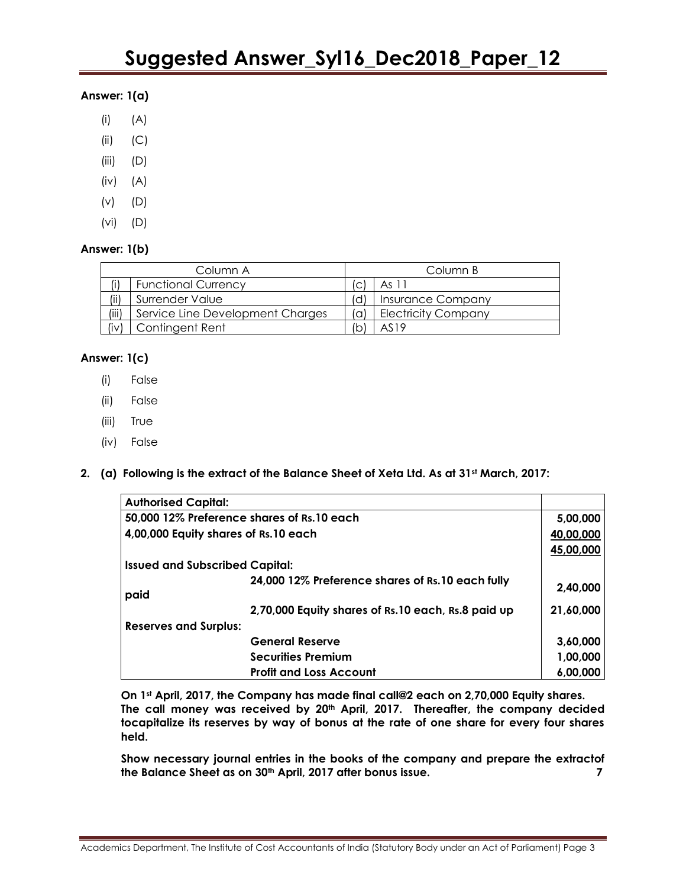**Answer: 1(a)**

(i) (A)

(ii) (C)

(iii) (D)

(iv) (A)

(v) (D)

(vi) (D)

**Answer: 1(b)**

| | Column A | | Column B |
|---|---|---|---|
| (i) | Functional Currency | (c) | As 11 |
| (ii) | Surrender Value | (d) | Insurance Company |
| (iii) | Service Line Development Charges | (a) | Electricity Company |
| (iv) | Contingent Rent | (b) | AS19 |

**Answer: 1(c)**

(i) False

(ii) False

(iii) True

(iv) False

**2. (a) Following is the extract of the Balance Sheet of Xeta Ltd. As at 31st March, 2017:**

| **Authorised Capital:** | | |
|---|---|---|
| **50,000 12% Preference shares of Rs.10 each** | | **5,00,000** |
| **4,00,000 Equity shares of Rs.10 each** | | **40,00,000** |
| | | **45,00,000** |
| **Issued and Subscribed Capital:** | | |
| | **24,000 12% Preference shares of Rs.10 each fully paid** | **2,40,000** |
| | **2,70,000 Equity shares of Rs.10 each, Rs.8 paid up** | **21,60,000** |
| **Reserves and Surplus:** | | |
| | **General Reserve** | **3,60,000** |
| | **Securities Premium** | **1,00,000** |
| | **Profit and Loss Account** | **6,00,000** |

**On 1st April, 2017, the Company has made final call@2 each on 2,70,000 Equity shares. The call money was received by 20th April, 2017. Thereafter, the company decided tocapitalize its reserves by way of bonus at the rate of one share for every four shares held.**

**Show necessary journal entries in the books of the company and prepare the extractof the Balance Sheet as on 30th April, 2017 after bonus issue.** **7**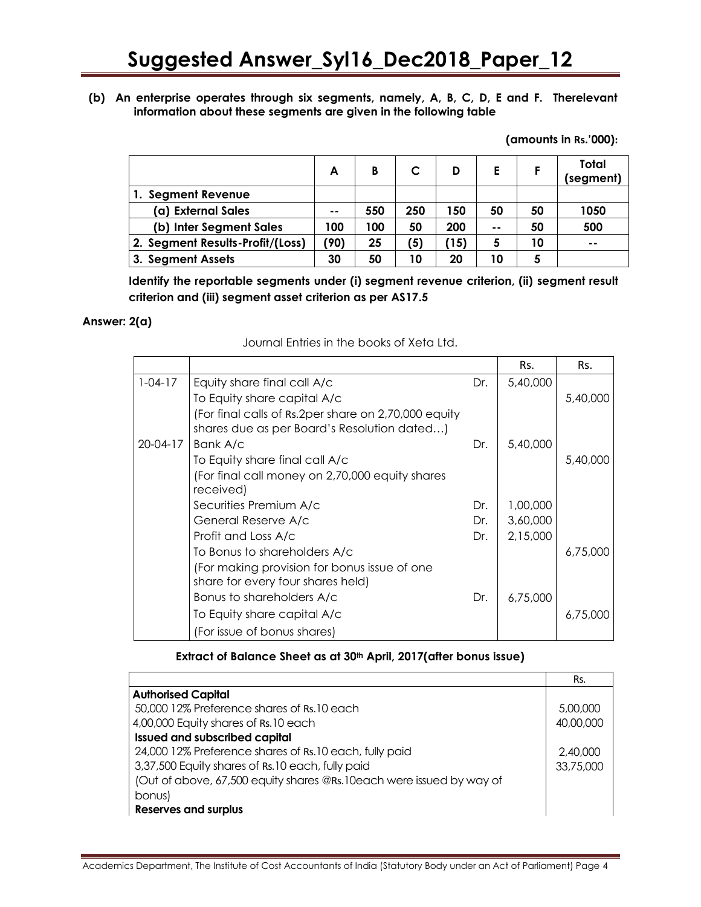**(b) An enterprise operates through six segments, namely, A, B, C, D, E and F. Therelevant information about these segments are given in the following table**

**(amounts in Rs.'000):**

| | A | B | C | D | E | F | Total (segment) |
|---|---|---|---|---|---|---|---|
| **1. Segment Revenue** | | | | | | | |
| **(a) External Sales** | -- | 550 | 250 | 150 | 50 | 50 | 1050 |
| **(b) Inter Segment Sales** | 100 | 100 | 50 | 200 | -- | 50 | 500 |
| **2. Segment Results-Profit/(Loss)** | (90) | 25 | (5) | (15) | 5 | 10 | -- |
| **3. Segment Assets** | 30 | 50 | 10 | 20 | 10 | 5 | |

**Identify the reportable segments under (i) segment revenue criterion, (ii) segment result criterion and (iii) segment asset criterion as per AS17.5**

**Answer: 2(a)**

Journal Entries in the books of Xeta Ltd.

| | | | Rs. | Rs. |
|---|---|---|---|---|
| 1-04-17 | Equity share final call A/c | Dr. | 5,40,000 | |
| | To Equity share capital A/c | | | 5,40,000 |
| | (For final calls of Rs.2per share on 2,70,000 equity shares due as per Board's Resolution dated…) | | | |
| 20-04-17 | Bank A/c | Dr. | 5,40,000 | |
| | To Equity share final call A/c | | | 5,40,000 |
| | (For final call money on 2,70,000 equity shares received) | | | |
| | Securities Premium A/c | Dr. | 1,00,000 | |
| | General Reserve A/c | Dr. | 3,60,000 | |
| | Profit and Loss A/c | Dr. | 2,15,000 | |
| | To Bonus to shareholders A/c | | | 6,75,000 |
| | (For making provision for bonus issue of one share for every four shares held) | | | |
| | Bonus to shareholders A/c | Dr. | 6,75,000 | |
| | To Equity share capital A/c | | | 6,75,000 |
| | (For issue of bonus shares) | | | |

**Extract of Balance Sheet as at 30th April, 2017(after bonus issue)**

| | Rs. |
|---|---|
| **Authorised Capital** | |
| 50,000 12% Preference shares of Rs.10 each | 5,00,000 |
| 4,00,000 Equity shares of Rs.10 each | 40,00,000 |
| **Issued and subscribed capital** | |
| 24,000 12% Preference shares of Rs.10 each, fully paid | 2,40,000 |
| 3,37,500 Equity shares of Rs.10 each, fully paid | 33,75,000 |
| (Out of above, 67,500 equity shares @Rs.10each were issued by way of bonus) | |
| **Reserves and surplus** | |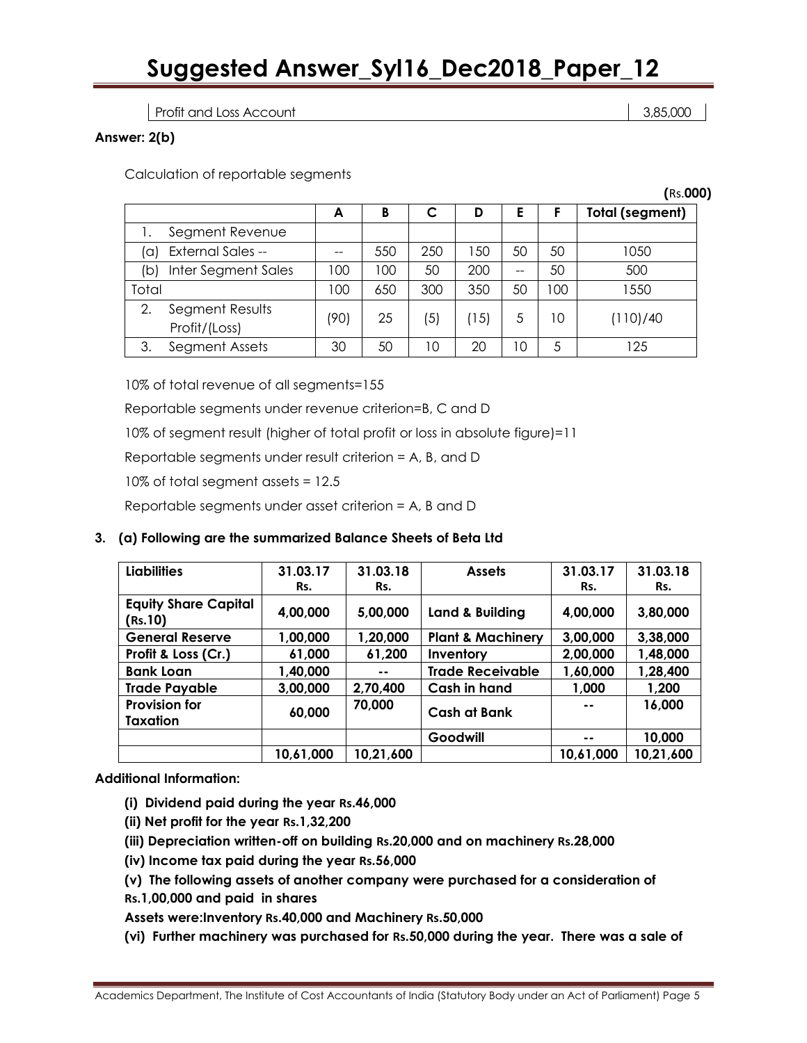| Profit and Loss Account | 3,85,000 |
|---|---|

**Answer: 2(b)**

Calculation of reportable segments

**(Rs.000)**

| | A | B | C | D | E | F | Total (segment) |
|---|---|---|---|---|---|---|---|
| 1. Segment Revenue | | | | | | | |
| (a) External Sales -- | -- | 550 | 250 | 150 | 50 | 50 | 1050 |
| (b) Inter Segment Sales | 100 | 100 | 50 | 200 | -- | 50 | 500 |
| Total | 100 | 650 | 300 | 350 | 50 | 100 | 1550 |
| 2. Segment Results Profit/(Loss) | (90) | 25 | (5) | (15) | 5 | 10 | (110)/40 |
| 3. Segment Assets | 30 | 50 | 10 | 20 | 10 | 5 | 125 |

10% of total revenue of all segments=155

Reportable segments under revenue criterion=B, C and D

10% of segment result (higher of total profit or loss in absolute figure)=11

Reportable segments under result criterion = A, B, and D

10% of total segment assets = 12.5

Reportable segments under asset criterion = A, B and D

**3. (a) Following are the summarized Balance Sheets of Beta Ltd**

| Liabilities | 31.03.17 Rs. | 31.03.18 Rs. | Assets | 31.03.17 Rs. | 31.03.18 Rs. |
|---|---|---|---|---|---|
| Equity Share Capital (Rs.10) | 4,00,000 | 5,00,000 | Land & Building | 4,00,000 | 3,80,000 |
| General Reserve | 1,00,000 | 1,20,000 | Plant & Machinery | 3,00,000 | 3,38,000 |
| Profit & Loss (Cr.) | 61,000 | 61,200 | Inventory | 2,00,000 | 1,48,000 |
| Bank Loan | 1,40,000 | -- | Trade Receivable | 1,60,000 | 1,28,400 |
| Trade Payable | 3,00,000 | 2,70,400 | Cash in hand | 1,000 | 1,200 |
| Provision for Taxation | 60,000 | 70,000 | Cash at Bank | -- | 16,000 |
| | | | Goodwill | -- | 10,000 |
| | 10,61,000 | 10,21,600 | | 10,61,000 | 10,21,600 |

**Additional Information:**

**(i) Dividend paid during the year Rs.46,000**

**(ii) Net profit for the year Rs.1,32,200**

**(iii) Depreciation written-off on building Rs.20,000 and on machinery Rs.28,000**

**(iv) Income tax paid during the year Rs.56,000**

**(v) The following assets of another company were purchased for a consideration of Rs.1,00,000 and paid in shares**

**Assets were:Inventory Rs.40,000 and Machinery Rs.50,000**

**(vi) Further machinery was purchased for Rs.50,000 during the year. There was a sale of**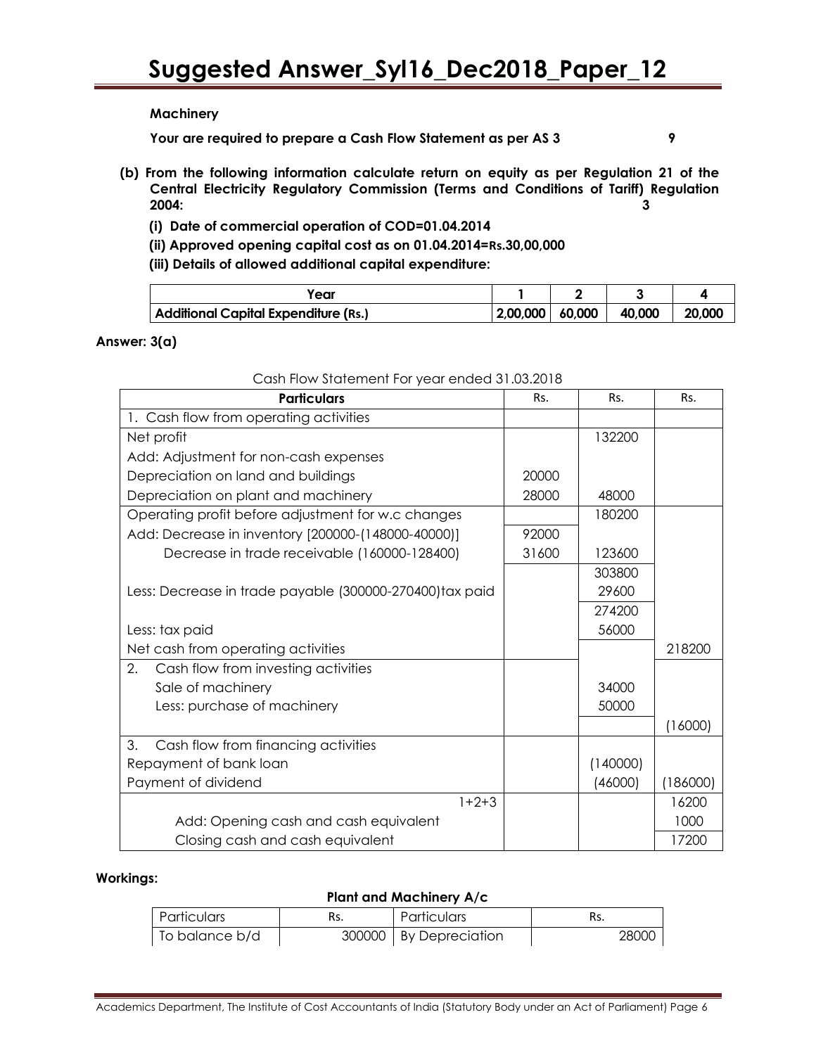**Machinery**

**Your are required to prepare a Cash Flow Statement as per AS 3** **9**

**(b) From the following information calculate return on equity as per Regulation 21 of the Central Electricity Regulatory Commission (Terms and Conditions of Tariff) Regulation 2004:** **3**

**(i) Date of commercial operation of COD=01.04.2014**

**(ii) Approved opening capital cost as on 01.04.2014=Rs.30,00,000**

**(iii) Details of allowed additional capital expenditure:**

| Year | 1 | 2 | 3 | 4 |
|---|---|---|---|---|
| Additional Capital Expenditure (Rs.) | 2,00,000 | 60,000 | 40,000 | 20,000 |

**Answer: 3(a)**

Cash Flow Statement For year ended 31.03.2018

| Particulars | Rs. | Rs. | Rs. |
|---|---|---|---|
| 1. Cash flow from operating activities | | | |
| Net profit | | 132200 | |
| Add: Adjustment for non-cash expenses | | | |
| Depreciation on land and buildings | 20000 | | |
| Depreciation on plant and machinery | 28000 | 48000 | |
| Operating profit before adjustment for w.c changes | | 180200 | |
| Add: Decrease in inventory [200000-(148000-40000)] | 92000 | | |
| Decrease in trade receivable (160000-128400) | 31600 | 123600 | |
| | | 303800 | |
| Less: Decrease in trade payable (300000-270400)tax paid | | 29600 | |
| | | 274200 | |
| Less: tax paid | | 56000 | |
| Net cash from operating activities | | | 218200 |
| 2. Cash flow from investing activities | | | |
| Sale of machinery | | 34000 | |
| Less: purchase of machinery | | 50000 | |
| | | | (16000) |
| 3. Cash flow from financing activities | | | |
| Repayment of bank loan | | (140000) | |
| Payment of dividend | | (46000) | (186000) |
| 1+2+3 | | | 16200 |
| Add: Opening cash and cash equivalent | | | 1000 |
| Closing cash and cash equivalent | | | 17200 |

**Workings:**

**Plant and Machinery A/c**

| Particulars | Rs. | Particulars | Rs. |
|---|---|---|---|
| To balance b/d | 300000 | By Depreciation | 28000 |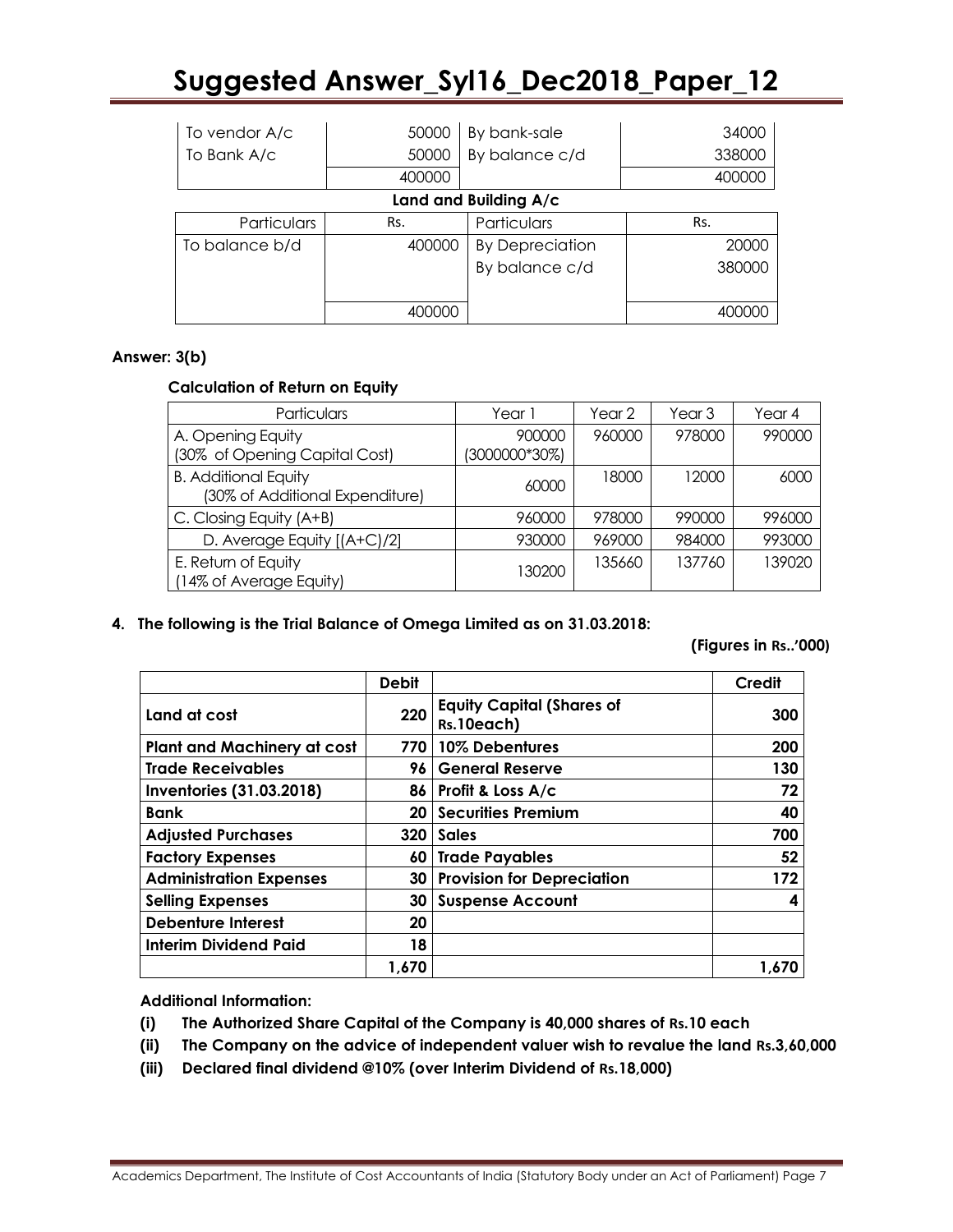| To vendor A/c | 50000 | By bank-sale | 34000 |
|---|---|---|---|
| To Bank A/c | 50000 | By balance c/d | 338000 |
| | 400000 | | 400000 |

**Land and Building A/c**

| Particulars | Rs. | Particulars | Rs. |
|---|---|---|---|
| To balance b/d | 400000 | By Depreciation | 20000 |
| | | By balance c/d | 380000 |
| | 400000 | | 400000 |

**Answer: 3(b)**

**Calculation of Return on Equity**

| Particulars | Year 1 | Year 2 | Year 3 | Year 4 |
|---|---|---|---|---|
| A. Opening Equity (30% of Opening Capital Cost) | 900000 (3000000*30%) | 960000 | 978000 | 990000 |
| B. Additional Equity (30% of Additional Expenditure) | 60000 | 18000 | 12000 | 6000 |
| C. Closing Equity (A+B) | 960000 | 978000 | 990000 | 996000 |
| D. Average Equity [(A+C)/2] | 930000 | 969000 | 984000 | 993000 |
| E. Return of Equity (14% of Average Equity) | 130200 | 135660 | 137760 | 139020 |

**4. The following is the Trial Balance of Omega Limited as on 31.03.2018:**

**(Figures in Rs..'000)**

| | Debit | | Credit |
|---|---|---|---|
| **Land at cost** | **220** | **Equity Capital (Shares of Rs.10each)** | **300** |
| **Plant and Machinery at cost** | **770** | **10% Debentures** | **200** |
| **Trade Receivables** | **96** | **General Reserve** | **130** |
| **Inventories (31.03.2018)** | **86** | **Profit & Loss A/c** | **72** |
| **Bank** | **20** | **Securities Premium** | **40** |
| **Adjusted Purchases** | **320** | **Sales** | **700** |
| **Factory Expenses** | **60** | **Trade Payables** | **52** |
| **Administration Expenses** | **30** | **Provision for Depreciation** | **172** |
| **Selling Expenses** | **30** | **Suspense Account** | **4** |
| **Debenture Interest** | **20** | | |
| **Interim Dividend Paid** | **18** | | |
| | **1,670** | | **1,670** |

**Additional Information:**

**(i) The Authorized Share Capital of the Company is 40,000 shares of Rs.10 each**

**(ii) The Company on the advice of independent valuer wish to revalue the land Rs.3,60,000**

**(iii) Declared final dividend @10% (over Interim Dividend of Rs.18,000)**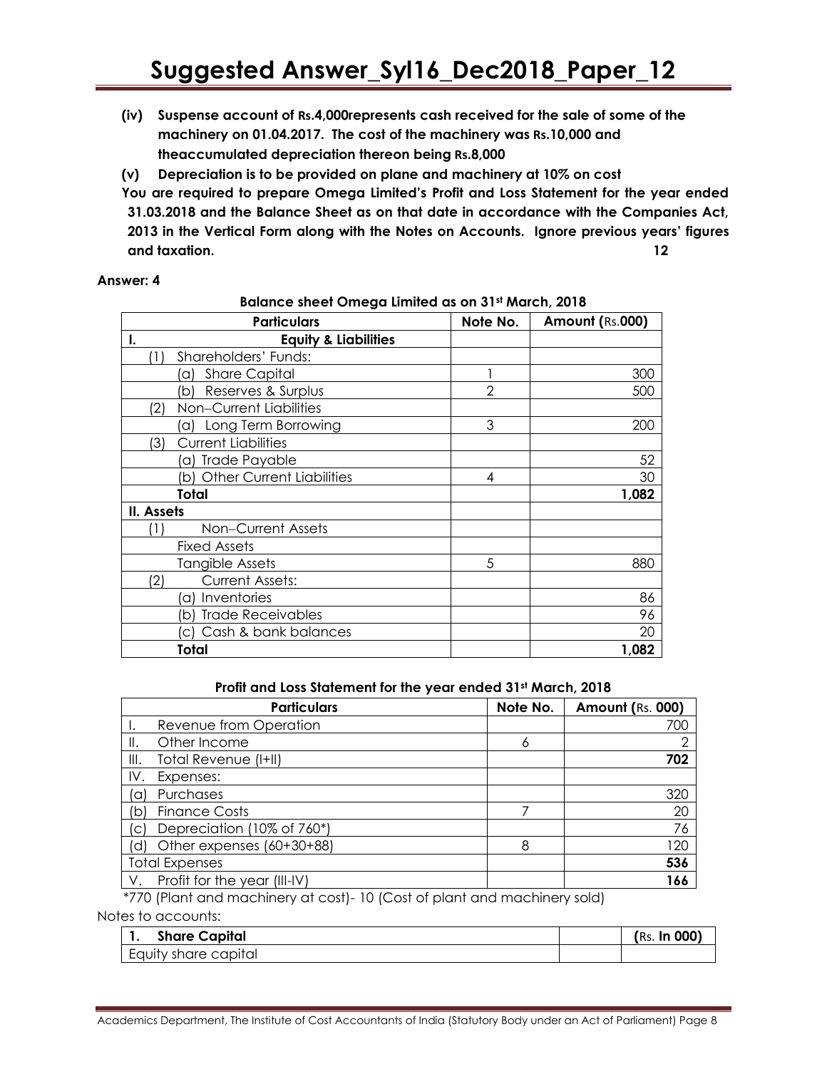**(iv) Suspense account of Rs.4,000represents cash received for the sale of some of the machinery on 01.04.2017. The cost of the machinery was Rs.10,000 and theaccumulated depreciation thereon being Rs.8,000**

**(v) Depreciation is to be provided on plane and machinery at 10% on cost**

**You are required to prepare Omega Limited's Profit and Loss Statement for the year ended 31.03.2018 and the Balance Sheet as on that date in accordance with the Companies Act, 2013 in the Vertical Form along with the Notes on Accounts. Ignore previous years' figures and taxation.** **12**

**Answer: 4**

**Balance sheet Omega Limited as on 31st March, 2018**

| Particulars | Note No. | Amount (Rs.000) |
|---|---|---|
| **I. Equity & Liabilities** | | |
| (1) Shareholders' Funds: | | |
| (a) Share Capital | 1 | 300 |
| (b) Reserves & Surplus | 2 | 500 |
| (2) Non–Current Liabilities | | |
| (a) Long Term Borrowing | 3 | 200 |
| (3) Current Liabilities | | |
| (a) Trade Payable | | 52 |
| (b) Other Current Liabilities | 4 | 30 |
| **Total** | | **1,082** |
| **II. Assets** | | |
| (1) Non–Current Assets | | |
| Fixed Assets | | |
| Tangible Assets | 5 | 880 |
| (2) Current Assets: | | |
| (a) Inventories | | 86 |
| (b) Trade Receivables | | 96 |
| (c) Cash & bank balances | | 20 |
| **Total** | | **1,082** |

**Profit and Loss Statement for the year ended 31st March, 2018**

| Particulars | Note No. | Amount (Rs. 000) |
|---|---|---|
| I. Revenue from Operation | | 700 |
| II. Other Income | 6 | 2 |
| III. Total Revenue (I+II) | | **702** |
| IV. Expenses: | | |
| (a) Purchases | | 320 |
| (b) Finance Costs | 7 | 20 |
| (c) Depreciation (10% of 760*) | | 76 |
| (d) Other expenses (60+30+88) | 8 | 120 |
| Total Expenses | | **536** |
| V. Profit for the year (III-IV) | | **166** |

*770 (Plant and machinery at cost)- 10 (Cost of plant and machinery sold)

Notes to accounts:

| 1. **Share Capital** | | **(Rs. In 000)** |
|---|---|---|
| Equity share capital | | |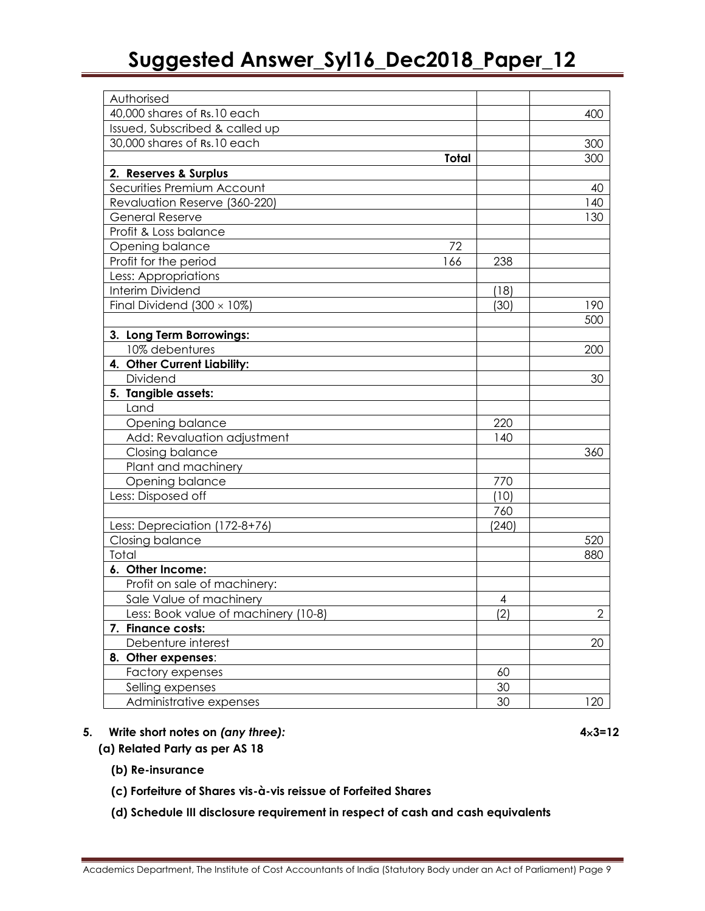| | | | |
|---|---|---|---|
| Authorised | | | |
| 40,000 shares of Rs.10 each | | | 400 |
| Issued, Subscribed & called up | | | |
| 30,000 shares of Rs.10 each | | | 300 |
| **Total** | | | 300 |
| **2. Reserves & Surplus** | | | |
| Securities Premium Account | | | 40 |
| Revaluation Reserve (360-220) | | | 140 |
| General Reserve | | | 130 |
| Profit & Loss balance | | | |
| Opening balance | 72 | | |
| Profit for the period | 166 | 238 | |
| Less: Appropriations | | | |
| Interim Dividend | | (18) | |
| Final Dividend (300 × 10%) | | (30) | 190 |
| | | | 500 |
| **3. Long Term Borrowings:** | | | |
| 10% debentures | | | 200 |
| **4. Other Current Liability:** | | | |
| Dividend | | | 30 |
| **5. Tangible assets:** | | | |
| Land | | | |
| Opening balance | | 220 | |
| Add: Revaluation adjustment | | 140 | |
| Closing balance | | | 360 |
| Plant and machinery | | | |
| Opening balance | | 770 | |
| Less: Disposed off | | (10) | |
| | | 760 | |
| Less: Depreciation (172-8+76) | | (240) | |
| Closing balance | | | 520 |
| Total | | | 880 |
| **6. Other Income:** | | | |
| Profit on sale of machinery: | | | |
| Sale Value of machinery | | 4 | |
| Less: Book value of machinery (10-8) | | (2) | 2 |
| **7. Finance costs:** | | | |
| Debenture interest | | | 20 |
| **8. Other expenses**: | | | |
| Factory expenses | | 60 | |
| Selling expenses | | 30 | |
| Administrative expenses | | 30 | 120 |

**5. Write short notes on *(any three):*** **4×3=12**

**(a) Related Party as per AS 18**

**(b) Re-insurance**

**(c) Forfeiture of Shares vis-à-vis reissue of Forfeited Shares**

**(d) Schedule III disclosure requirement in respect of cash and cash equivalents**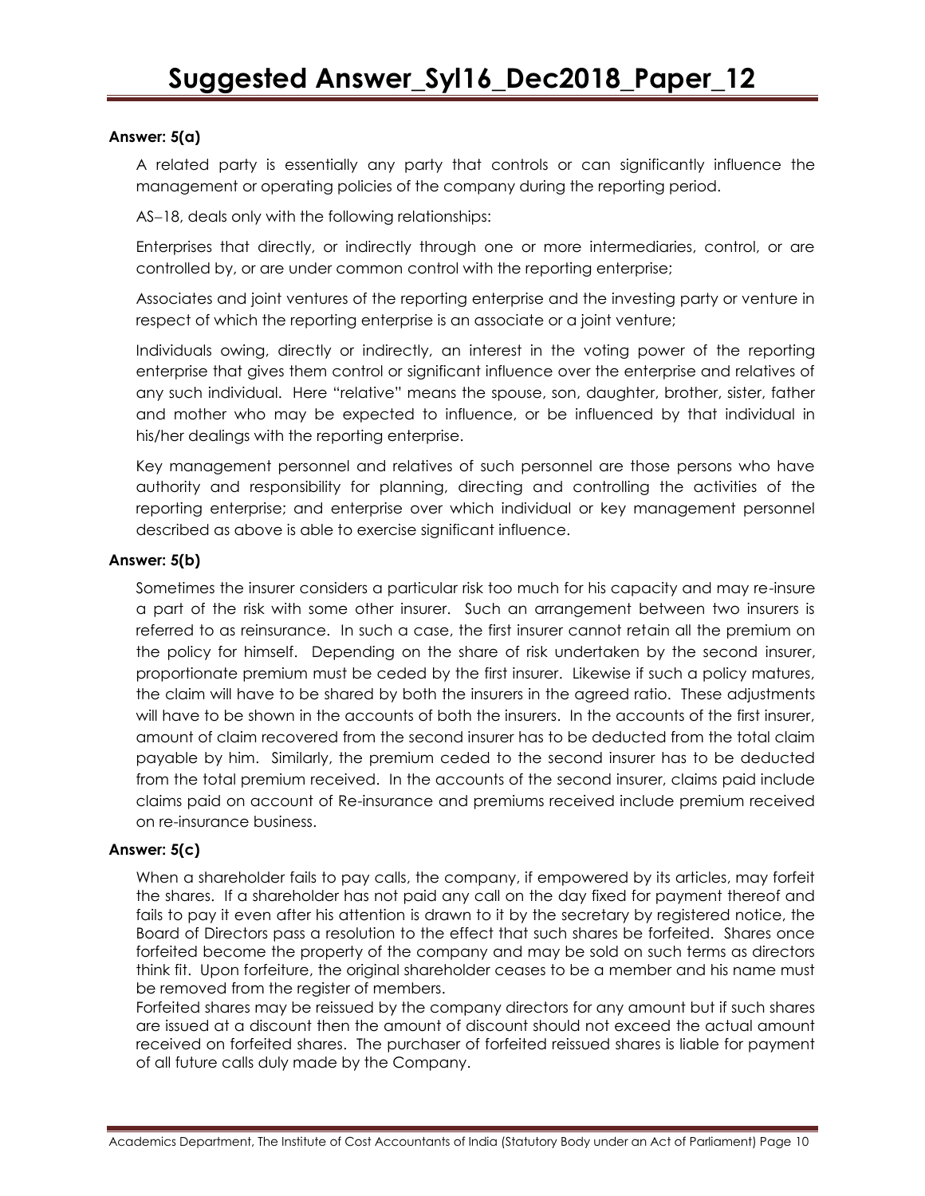**Answer: 5(a)**

A related party is essentially any party that controls or can significantly influence the management or operating policies of the company during the reporting period.

AS–18, deals only with the following relationships:

Enterprises that directly, or indirectly through one or more intermediaries, control, or are controlled by, or are under common control with the reporting enterprise;

Associates and joint ventures of the reporting enterprise and the investing party or venture in respect of which the reporting enterprise is an associate or a joint venture;

Individuals owing, directly or indirectly, an interest in the voting power of the reporting enterprise that gives them control or significant influence over the enterprise and relatives of any such individual. Here "relative" means the spouse, son, daughter, brother, sister, father and mother who may be expected to influence, or be influenced by that individual in his/her dealings with the reporting enterprise.

Key management personnel and relatives of such personnel are those persons who have authority and responsibility for planning, directing and controlling the activities of the reporting enterprise; and enterprise over which individual or key management personnel described as above is able to exercise significant influence.

**Answer: 5(b)**

Sometimes the insurer considers a particular risk too much for his capacity and may re-insure a part of the risk with some other insurer. Such an arrangement between two insurers is referred to as reinsurance. In such a case, the first insurer cannot retain all the premium on the policy for himself. Depending on the share of risk undertaken by the second insurer, proportionate premium must be ceded by the first insurer. Likewise if such a policy matures, the claim will have to be shared by both the insurers in the agreed ratio. These adjustments will have to be shown in the accounts of both the insurers. In the accounts of the first insurer, amount of claim recovered from the second insurer has to be deducted from the total claim payable by him. Similarly, the premium ceded to the second insurer has to be deducted from the total premium received. In the accounts of the second insurer, claims paid include claims paid on account of Re-insurance and premiums received include premium received on re-insurance business.

**Answer: 5(c)**

When a shareholder fails to pay calls, the company, if empowered by its articles, may forfeit the shares. If a shareholder has not paid any call on the day fixed for payment thereof and fails to pay it even after his attention is drawn to it by the secretary by registered notice, the Board of Directors pass a resolution to the effect that such shares be forfeited. Shares once forfeited become the property of the company and may be sold on such terms as directors think fit. Upon forfeiture, the original shareholder ceases to be a member and his name must be removed from the register of members.

Forfeited shares may be reissued by the company directors for any amount but if such shares are issued at a discount then the amount of discount should not exceed the actual amount received on forfeited shares. The purchaser of forfeited reissued shares is liable for payment of all future calls duly made by the Company.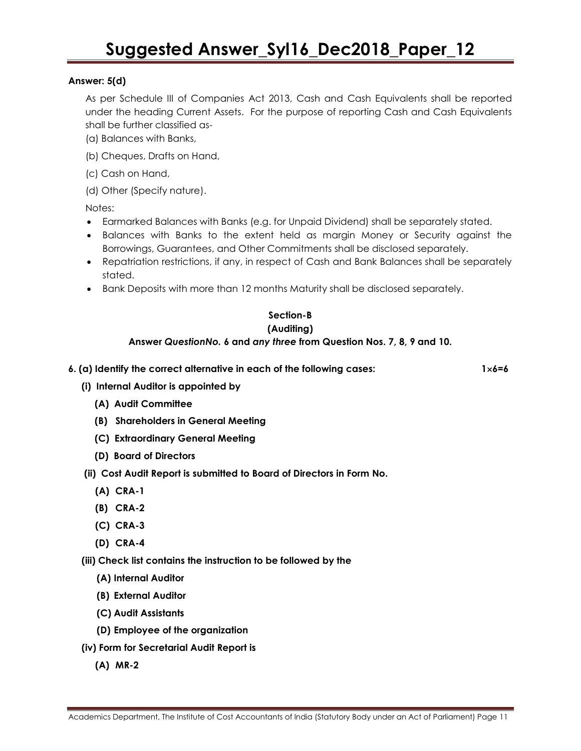**Answer: 5(d)**

As per Schedule III of Companies Act 2013, Cash and Cash Equivalents shall be reported under the heading Current Assets. For the purpose of reporting Cash and Cash Equivalents shall be further classified as-

(a) Balances with Banks,

(b) Cheques, Drafts on Hand,

(c) Cash on Hand,

(d) Other (Specify nature).

Notes:

- Earmarked Balances with Banks (e.g. for Unpaid Dividend) shall be separately stated.
- Balances with Banks to the extent held as margin Money or Security against the Borrowings, Guarantees, and Other Commitments shall be disclosed separately.
- Repatriation restrictions, if any, in respect of Cash and Bank Balances shall be separately stated.
- Bank Deposits with more than 12 months Maturity shall be disclosed separately.

## Section-B

## (Auditing)

**Answer *QuestionNo.* 6 and *any three* from Question Nos. 7, 8, 9 and 10.**

**6. (a) Identify the correct alternative in each of the following cases: 1×6=6**

**(i) Internal Auditor is appointed by**

**(A) Audit Committee**

**(B) Shareholders in General Meeting**

**(C) Extraordinary General Meeting**

**(D) Board of Directors**

**(ii) Cost Audit Report is submitted to Board of Directors in Form No.**

**(A) CRA-1**

**(B) CRA-2**

**(C) CRA-3**

**(D) CRA-4**

**(iii) Check list contains the instruction to be followed by the**

**(A) Internal Auditor**

**(B) External Auditor**

**(C) Audit Assistants**

**(D) Employee of the organization**

**(iv) Form for Secretarial Audit Report is**

**(A) MR-2**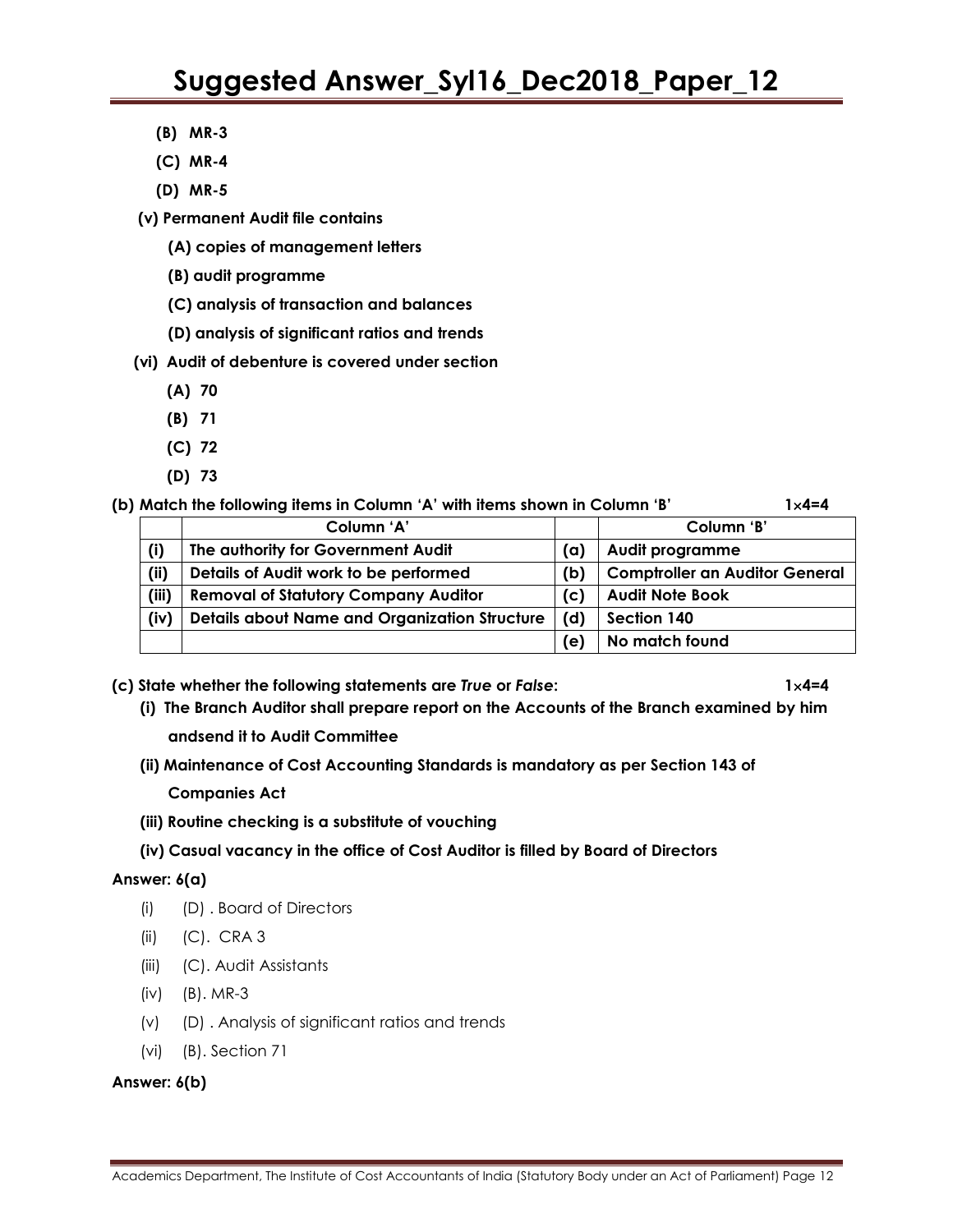**(B) MR-3**

**(C) MR-4**

**(D) MR-5**

**(v) Permanent Audit file contains**

**(A) copies of management letters**

**(B) audit programme**

**(C) analysis of transaction and balances**

**(D) analysis of significant ratios and trends**

**(vi) Audit of debenture is covered under section**

**(A) 70**

**(B) 71**

**(C) 72**

**(D) 73**

**(b) Match the following items in Column 'A' with items shown in Column 'B'** **1×4=4**

| | Column 'A' | | Column 'B' |
|---|---|---|---|
| (i) | The authority for Government Audit | (a) | Audit programme |
| (ii) | Details of Audit work to be performed | (b) | Comptroller an Auditor General |
| (iii) | Removal of Statutory Company Auditor | (c) | Audit Note Book |
| (iv) | Details about Name and Organization Structure | (d) | Section 140 |
| | | (e) | No match found |

**(c) State whether the following statements are *True* or *False*:** **1×4=4**

**(i) The Branch Auditor shall prepare report on the Accounts of the Branch examined by him andsend it to Audit Committee**

**(ii) Maintenance of Cost Accounting Standards is mandatory as per Section 143 of Companies Act**

**(iii) Routine checking is a substitute of vouching**

**(iv) Casual vacancy in the office of Cost Auditor is filled by Board of Directors**

**Answer: 6(a)**

(i) (D) . Board of Directors

(ii) (C). CRA 3

(iii) (C). Audit Assistants

(iv) (B). MR-3

(v) (D) . Analysis of significant ratios and trends

(vi) (B). Section 71

**Answer: 6(b)**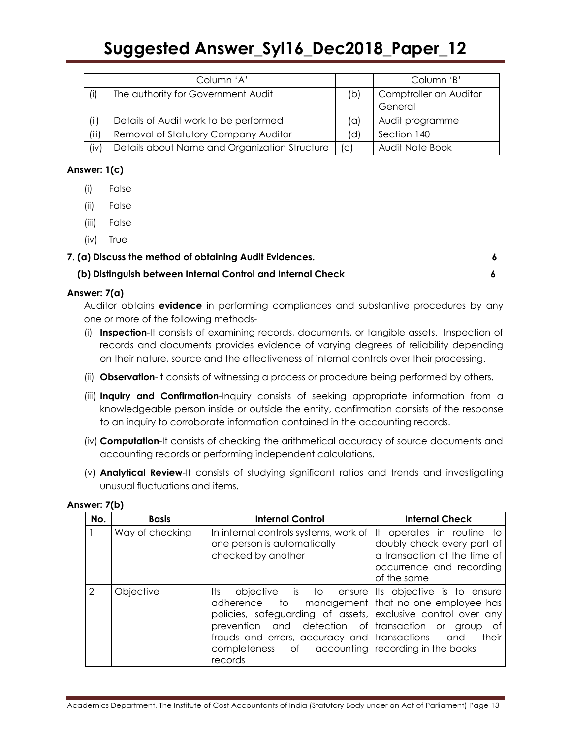|  | Column 'A' |  | Column 'B' |
|---|---|---|---|
| (i) | The authority for Government Audit | (b) | Comptroller an Auditor General |
| (ii) | Details of Audit work to be performed | (a) | Audit programme |
| (iii) | Removal of Statutory Company Auditor | (d) | Section 140 |
| (iv) | Details about Name and Organization Structure | (c) | Audit Note Book |

**Answer: 1(c)**

(i) False

(ii) False

(iii) False

(iv) True

**7. (a) Discuss the method of obtaining Audit Evidences. 6**

**(b) Distinguish between Internal Control and Internal Check 6**

**Answer: 7(a)**

Auditor obtains **evidence** in performing compliances and substantive procedures by any one or more of the following methods-

(i) **Inspection**-It consists of examining records, documents, or tangible assets. Inspection of records and documents provides evidence of varying degrees of reliability depending on their nature, source and the effectiveness of internal controls over their processing.

(ii) **Observation**-It consists of witnessing a process or procedure being performed by others.

(iii) **Inquiry and Confirmation**-Inquiry consists of seeking appropriate information from a knowledgeable person inside or outside the entity, confirmation consists of the response to an inquiry to corroborate information contained in the accounting records.

(iv) **Computation**-It consists of checking the arithmetical accuracy of source documents and accounting records or performing independent calculations.

(v) **Analytical Review**-It consists of studying significant ratios and trends and investigating unusual fluctuations and items.

**Answer: 7(b)**

| No. | Basis | Internal Control | Internal Check |
|---|---|---|---|
| 1 | Way of checking | In internal controls systems, work of one person is automatically checked by another | It operates in routine to doubly check every part of a transaction at the time of occurrence and recording of the same |
| 2 | Objective | Its objective is to ensure adherence to management policies, safeguarding of assets, prevention and detection of frauds and errors, accuracy and completeness of accounting records | Its objective is to ensure that no one employee has exclusive control over any transaction or group of transactions and their recording in the books |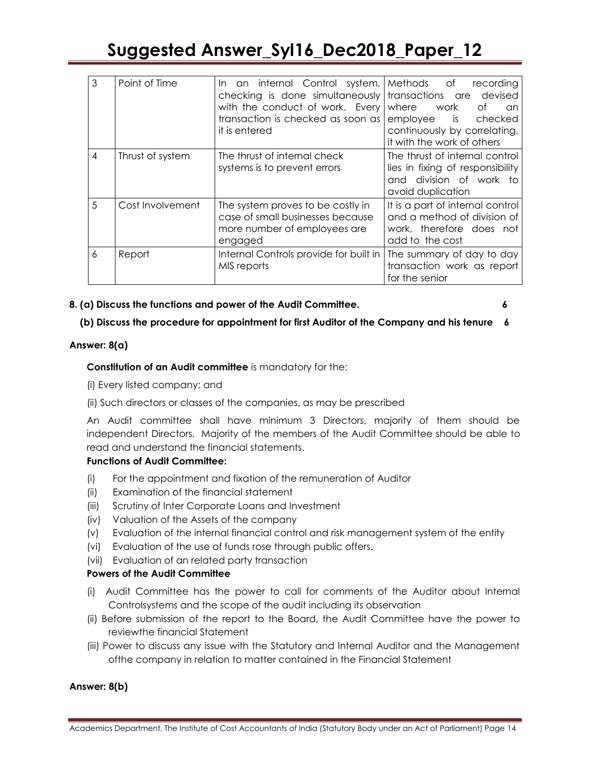| 3 | Point of Time | In an internal Control system, checking is done simultaneously with the conduct of work. Every transaction is checked as soon as it is entered | Methods of recording transactions are devised where work of an employee is checked continuously by correlating, it with the work of others |
|---|---|---|---|
| 4 | Thrust of system | The thrust of internal check systems is to prevent errors | The thrust of internal control lies in fixing of responsibility and division of work to avoid duplication |
| 5 | Cost Involvement | The system proves to be costly in case of small businesses because more number of employees are engaged | It is a part of internal control and a method of division of work, therefore does not add to the cost |
| 6 | Report | Internal Controls provide for built in MIS reports | The summary of day to day transaction work as report for the senior |

**8. (a) Discuss the functions and power of the Audit Committee. 6**

**(b) Discuss the procedure for appointment for first Auditor of the Company and his tenure 6**

**Answer: 8(a)**

**Constitution of an Audit committee** is mandatory for the:

(i) Every listed company; and

(ii) Such directors or classes of the companies, as may be prescribed

An Audit committee shall have minimum 3 Directors, majority of them should be independent Directors. Majority of the members of the Audit Committee should be able to read and understand the financial statements.

**Functions of Audit Committee:**

(i) For the appointment and fixation of the remuneration of Auditor
(ii) Examination of the financial statement
(iii) Scrutiny of Inter Corporate Loans and Investment
(iv) Valuation of the Assets of the company
(v) Evaluation of the internal financial control and risk management system of the entity
(vi) Evaluation of the use of funds rose through public offers.
(vii) Evaluation of an related party transaction

**Powers of the Audit Committee**

(i) Audit Committee has the power to call for comments of the Auditor about Internal Controlsystems and the scope of the audit including its observation
(ii) Before submission of the report to the Board, the Audit Committee have the power to reviewthe financial Statement
(iii) Power to discuss any issue with the Statutory and Internal Auditor and the Management ofthe company in relation to matter contained in the Financial Statement

**Answer: 8(b)**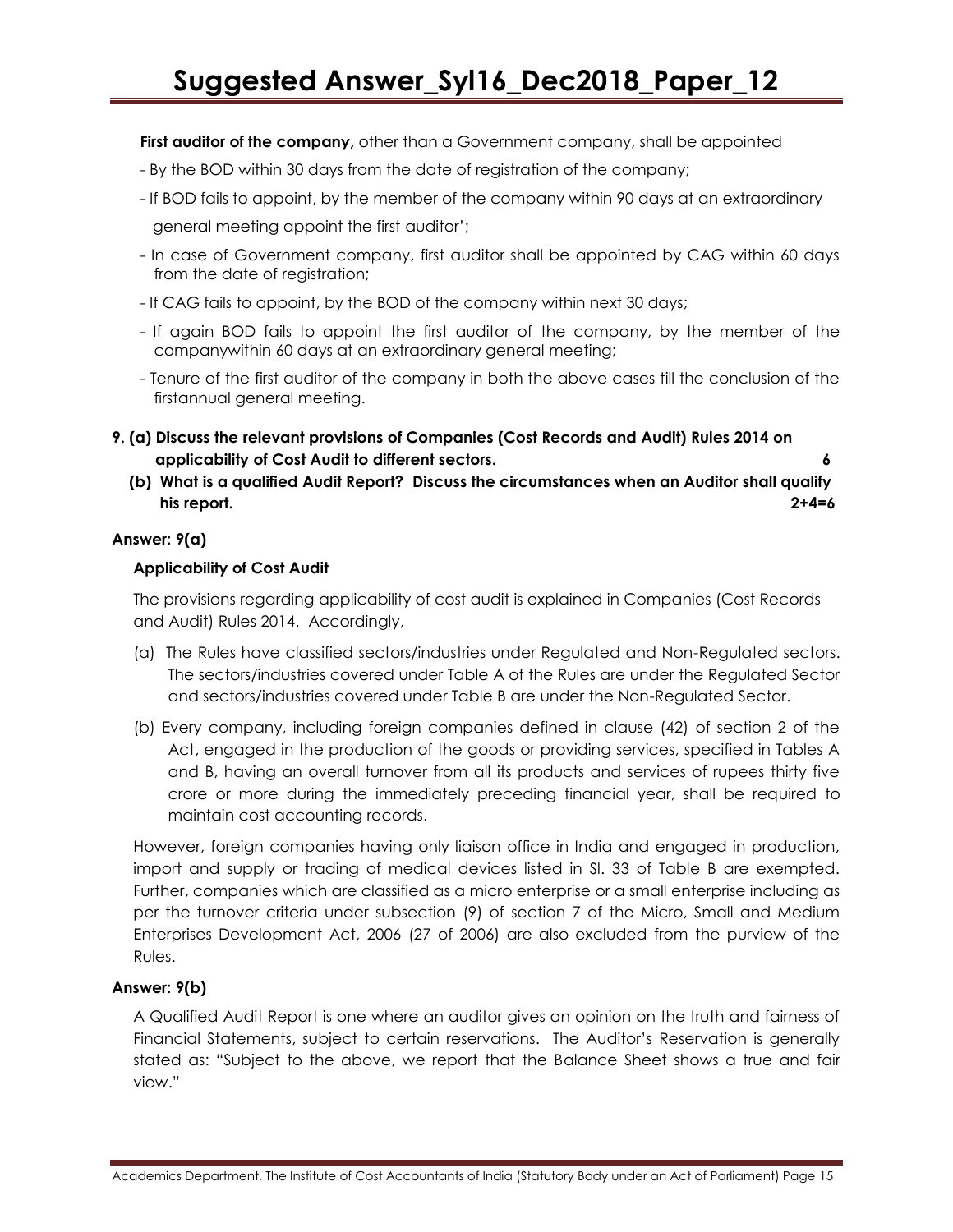**First auditor of the company,** other than a Government company, shall be appointed

- By the BOD within 30 days from the date of registration of the company;
- If BOD fails to appoint, by the member of the company within 90 days at an extraordinary general meeting appoint the first auditor';
- In case of Government company, first auditor shall be appointed by CAG within 60 days from the date of registration;
- If CAG fails to appoint, by the BOD of the company within next 30 days;
- If again BOD fails to appoint the first auditor of the company, by the member of the companywithin 60 days at an extraordinary general meeting;
- Tenure of the first auditor of the company in both the above cases till the conclusion of the firstannual general meeting.

**9. (a) Discuss the relevant provisions of Companies (Cost Records and Audit) Rules 2014 on applicability of Cost Audit to different sectors. 6**

**(b) What is a qualified Audit Report? Discuss the circumstances when an Auditor shall qualify his report. 2+4=6**

**Answer: 9(a)**

**Applicability of Cost Audit**

The provisions regarding applicability of cost audit is explained in Companies (Cost Records and Audit) Rules 2014. Accordingly,

(a) The Rules have classified sectors/industries under Regulated and Non-Regulated sectors. The sectors/industries covered under Table A of the Rules are under the Regulated Sector and sectors/industries covered under Table B are under the Non-Regulated Sector.

(b) Every company, including foreign companies defined in clause (42) of section 2 of the Act, engaged in the production of the goods or providing services, specified in Tables A and B, having an overall turnover from all its products and services of rupees thirty five crore or more during the immediately preceding financial year, shall be required to maintain cost accounting records.

However, foreign companies having only liaison office in India and engaged in production, import and supply or trading of medical devices listed in Sl. 33 of Table B are exempted. Further, companies which are classified as a micro enterprise or a small enterprise including as per the turnover criteria under subsection (9) of section 7 of the Micro, Small and Medium Enterprises Development Act, 2006 (27 of 2006) are also excluded from the purview of the Rules.

**Answer: 9(b)**

A Qualified Audit Report is one where an auditor gives an opinion on the truth and fairness of Financial Statements, subject to certain reservations. The Auditor's Reservation is generally stated as: "Subject to the above, we report that the Balance Sheet shows a true and fair view."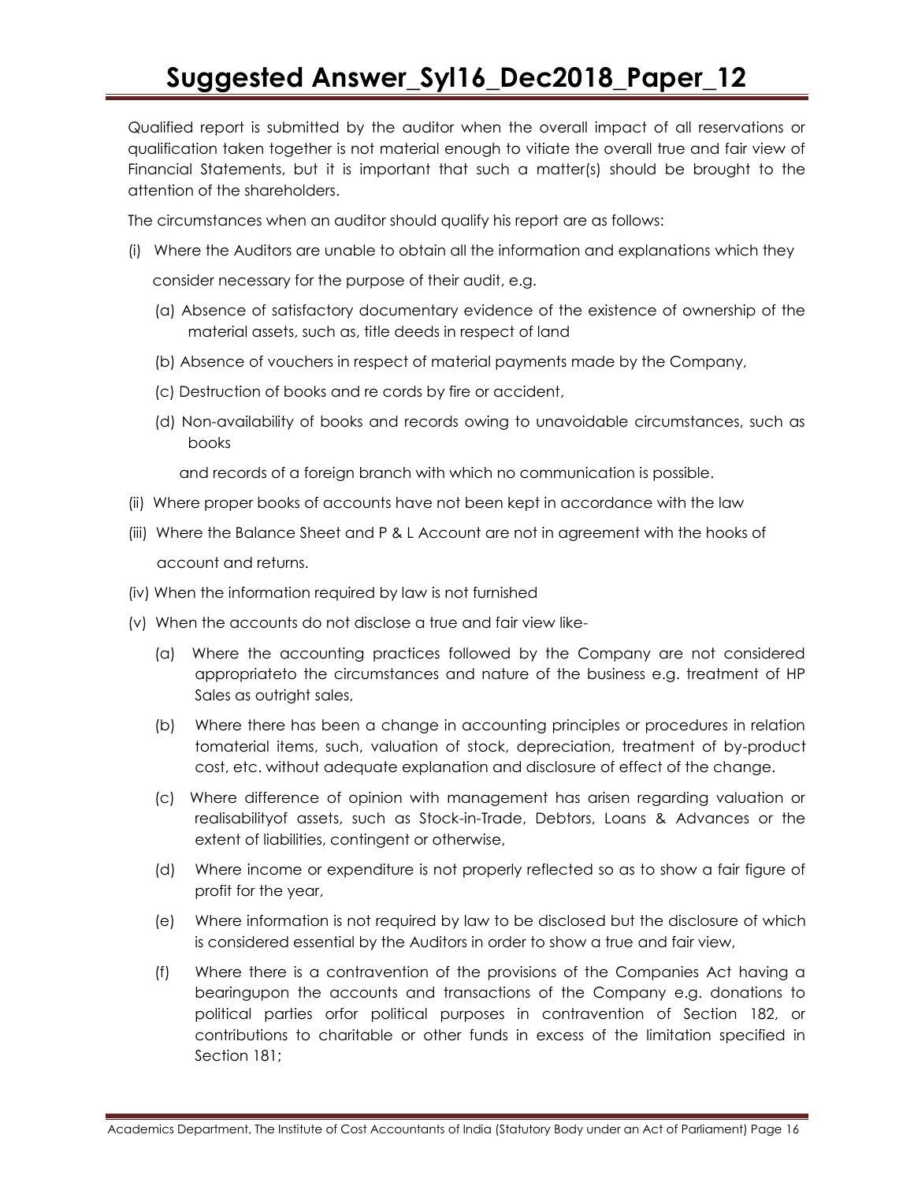Qualified report is submitted by the auditor when the overall impact of all reservations or qualification taken together is not material enough to vitiate the overall true and fair view of Financial Statements, but it is important that such a matter(s) should be brought to the attention of the shareholders.

The circumstances when an auditor should qualify his report are as follows:

(i) Where the Auditors are unable to obtain all the information and explanations which they consider necessary for the purpose of their audit, e.g.

   (a) Absence of satisfactory documentary evidence of the existence of ownership of the material assets, such as, title deeds in respect of land

   (b) Absence of vouchers in respect of material payments made by the Company,

   (c) Destruction of books and re cords by fire or accident,

   (d) Non-availability of books and records owing to unavoidable circumstances, such as books and records of a foreign branch with which no communication is possible.

(ii) Where proper books of accounts have not been kept in accordance with the law

(iii) Where the Balance Sheet and P & L Account are not in agreement with the hooks of account and returns.

(iv) When the information required by law is not furnished

(v) When the accounts do not disclose a true and fair view like-

   (a) Where the accounting practices followed by the Company are not considered appropriateto the circumstances and nature of the business e.g. treatment of HP Sales as outright sales,

   (b) Where there has been a change in accounting principles or procedures in relation tomaterial items, such, valuation of stock, depreciation, treatment of by-product cost, etc. without adequate explanation and disclosure of effect of the change.

   (c) Where difference of opinion with management has arisen regarding valuation or realisabilityof assets, such as Stock-in-Trade, Debtors, Loans & Advances or the extent of liabilities, contingent or otherwise,

   (d) Where income or expenditure is not properly reflected so as to show a fair figure of profit for the year,

   (e) Where information is not required by law to be disclosed but the disclosure of which is considered essential by the Auditors in order to show a true and fair view,

   (f) Where there is a contravention of the provisions of the Companies Act having a bearingupon the accounts and transactions of the Company e.g. donations to political parties orfor political purposes in contravention of Section 182, or contributions to charitable or other funds in excess of the limitation specified in Section 181;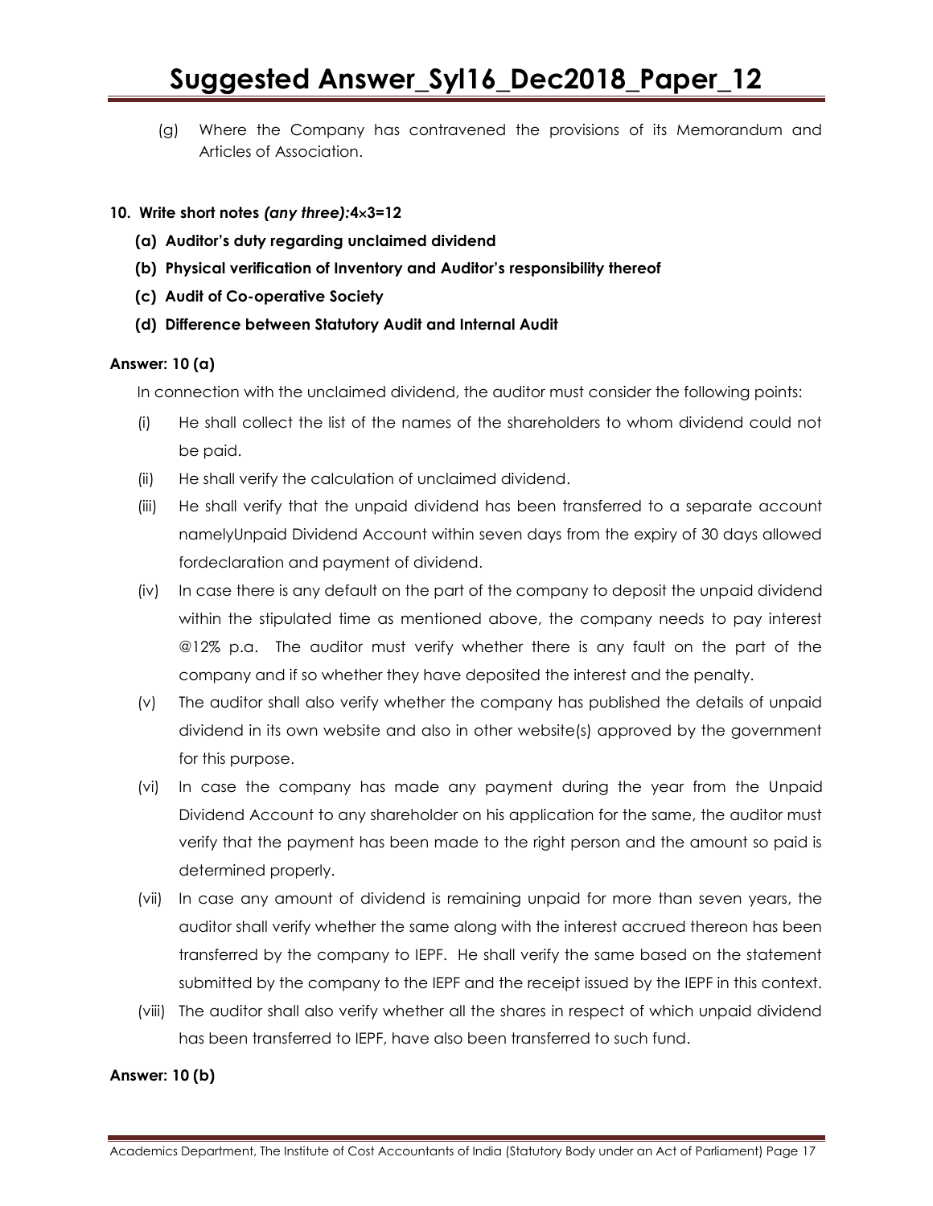(g) Where the Company has contravened the provisions of its Memorandum and Articles of Association.

**10. Write short notes *(any three):*4×3=12**

**(a) Auditor's duty regarding unclaimed dividend**

**(b) Physical verification of Inventory and Auditor's responsibility thereof**

**(c) Audit of Co-operative Society**

**(d) Difference between Statutory Audit and Internal Audit**

**Answer: 10 (a)**

In connection with the unclaimed dividend, the auditor must consider the following points:

(i) He shall collect the list of the names of the shareholders to whom dividend could not be paid.

(ii) He shall verify the calculation of unclaimed dividend.

(iii) He shall verify that the unpaid dividend has been transferred to a separate account namelyUnpaid Dividend Account within seven days from the expiry of 30 days allowed fordeclaration and payment of dividend.

(iv) In case there is any default on the part of the company to deposit the unpaid dividend within the stipulated time as mentioned above, the company needs to pay interest @12% p.a. The auditor must verify whether there is any fault on the part of the company and if so whether they have deposited the interest and the penalty.

(v) The auditor shall also verify whether the company has published the details of unpaid dividend in its own website and also in other website(s) approved by the government for this purpose.

(vi) In case the company has made any payment during the year from the Unpaid Dividend Account to any shareholder on his application for the same, the auditor must verify that the payment has been made to the right person and the amount so paid is determined properly.

(vii) In case any amount of dividend is remaining unpaid for more than seven years, the auditor shall verify whether the same along with the interest accrued thereon has been transferred by the company to IEPF. He shall verify the same based on the statement submitted by the company to the IEPF and the receipt issued by the IEPF in this context.

(viii) The auditor shall also verify whether all the shares in respect of which unpaid dividend has been transferred to IEPF, have also been transferred to such fund.

**Answer: 10 (b)**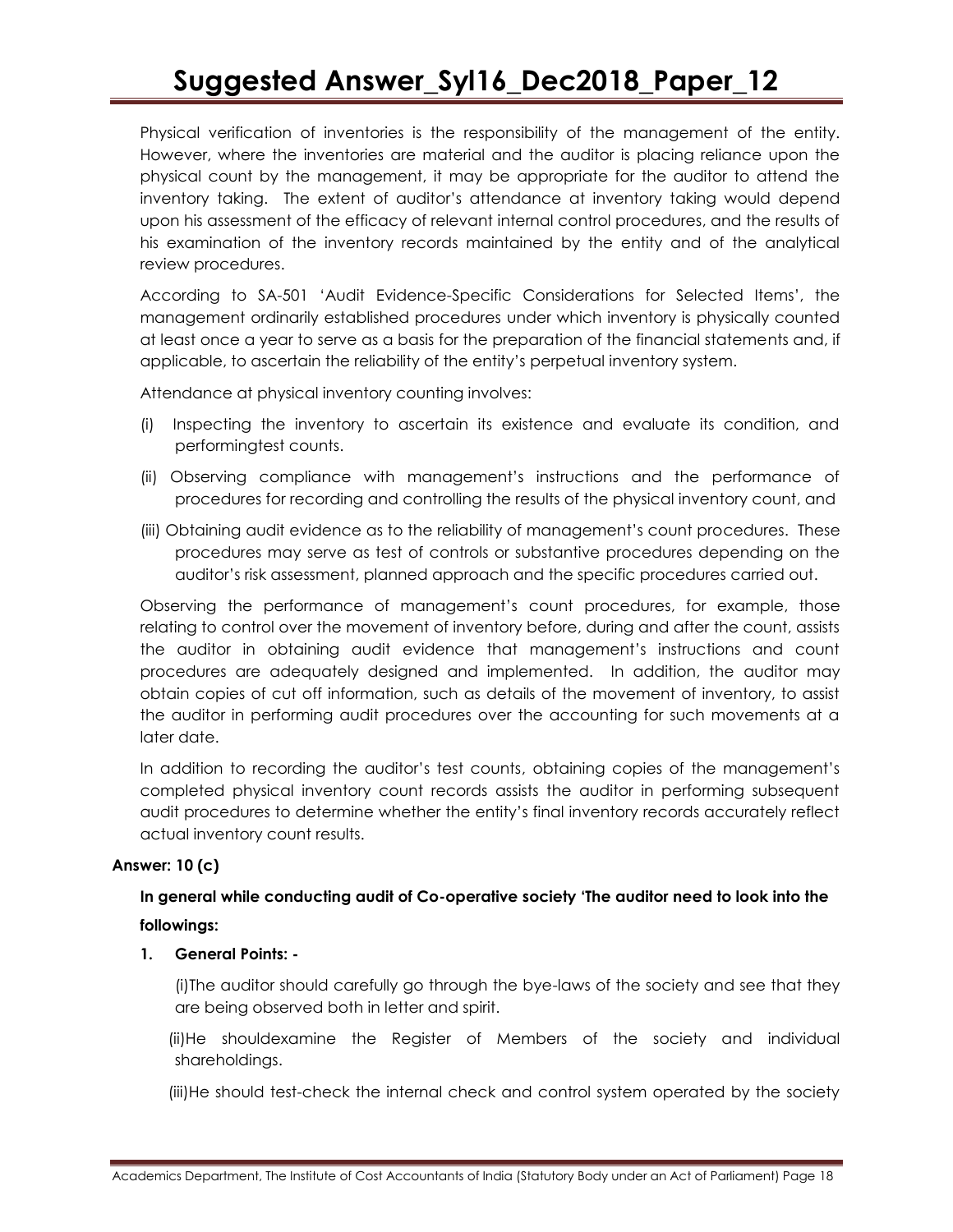Physical verification of inventories is the responsibility of the management of the entity. However, where the inventories are material and the auditor is placing reliance upon the physical count by the management, it may be appropriate for the auditor to attend the inventory taking. The extent of auditor's attendance at inventory taking would depend upon his assessment of the efficacy of relevant internal control procedures, and the results of his examination of the inventory records maintained by the entity and of the analytical review procedures.

According to SA-501 'Audit Evidence-Specific Considerations for Selected Items', the management ordinarily established procedures under which inventory is physically counted at least once a year to serve as a basis for the preparation of the financial statements and, if applicable, to ascertain the reliability of the entity's perpetual inventory system.

Attendance at physical inventory counting involves:

(i) Inspecting the inventory to ascertain its existence and evaluate its condition, and performingtest counts.

(ii) Observing compliance with management's instructions and the performance of procedures for recording and controlling the results of the physical inventory count, and

(iii) Obtaining audit evidence as to the reliability of management's count procedures. These procedures may serve as test of controls or substantive procedures depending on the auditor's risk assessment, planned approach and the specific procedures carried out.

Observing the performance of management's count procedures, for example, those relating to control over the movement of inventory before, during and after the count, assists the auditor in obtaining audit evidence that management's instructions and count procedures are adequately designed and implemented. In addition, the auditor may obtain copies of cut off information, such as details of the movement of inventory, to assist the auditor in performing audit procedures over the accounting for such movements at a later date.

In addition to recording the auditor's test counts, obtaining copies of the management's completed physical inventory count records assists the auditor in performing subsequent audit procedures to determine whether the entity's final inventory records accurately reflect actual inventory count results.

**Answer: 10 (c)**

**In general while conducting audit of Co-operative society 'The auditor need to look into the followings:**

1. **General Points: -**

   (i)The auditor should carefully go through the bye-laws of the society and see that they are being observed both in letter and spirit.

   (ii)He shouldexamine the Register of Members of the society and individual shareholdings.

   (iii)He should test-check the internal check and control system operated by the society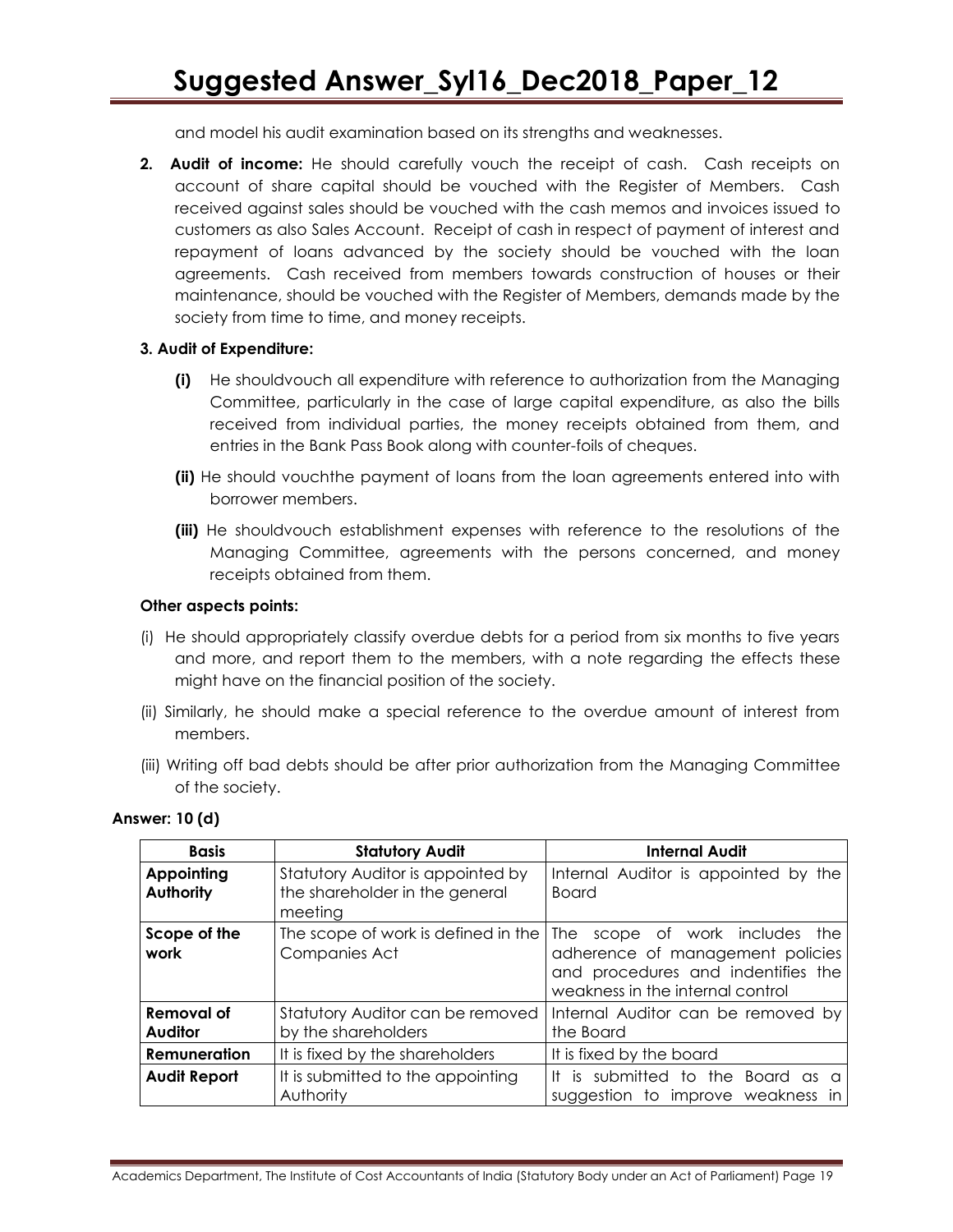and model his audit examination based on its strengths and weaknesses.

2. **Audit of income:** He should carefully vouch the receipt of cash. Cash receipts on account of share capital should be vouched with the Register of Members. Cash received against sales should be vouched with the cash memos and invoices issued to customers as also Sales Account. Receipt of cash in respect of payment of interest and repayment of loans advanced by the society should be vouched with the loan agreements. Cash received from members towards construction of houses or their maintenance, should be vouched with the Register of Members, demands made by the society from time to time, and money receipts.

**3. Audit of Expenditure:**

**(i)** He shouldvouch all expenditure with reference to authorization from the Managing Committee, particularly in the case of large capital expenditure, as also the bills received from individual parties, the money receipts obtained from them, and entries in the Bank Pass Book along with counter-foils of cheques.

**(ii)** He should vouchthe payment of loans from the loan agreements entered into with borrower members.

**(iii)** He shouldvouch establishment expenses with reference to the resolutions of the Managing Committee, agreements with the persons concerned, and money receipts obtained from them.

**Other aspects points:**

(i) He should appropriately classify overdue debts for a period from six months to five years and more, and report them to the members, with a note regarding the effects these might have on the financial position of the society.

(ii) Similarly, he should make a special reference to the overdue amount of interest from members.

(iii) Writing off bad debts should be after prior authorization from the Managing Committee of the society.

**Answer: 10 (d)**

| Basis | Statutory Audit | Internal Audit |
|---|---|---|
| **Appointing Authority** | Statutory Auditor is appointed by the shareholder in the general meeting | Internal Auditor is appointed by the Board |
| **Scope of the work** | The scope of work is defined in the Companies Act | The scope of work includes the adherence of management policies and procedures and indentifies the weakness in the internal control |
| **Removal of Auditor** | Statutory Auditor can be removed by the shareholders | Internal Auditor can be removed by the Board |
| **Remuneration** | It is fixed by the shareholders | It is fixed by the board |
| **Audit Report** | It is submitted to the appointing Authority | It is submitted to the Board as a suggestion to improve weakness in |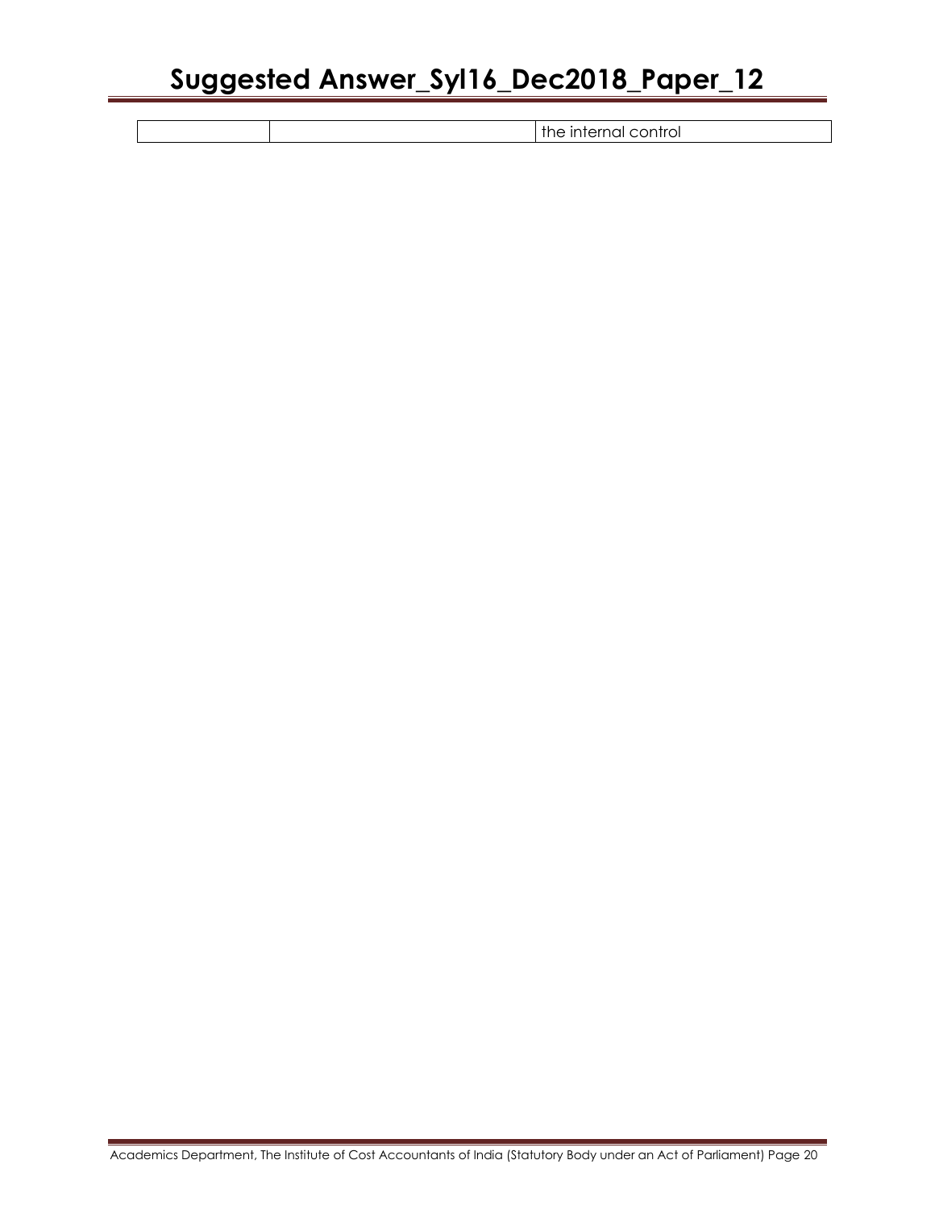| | | |
|---|---|---|
| | | the internal control |